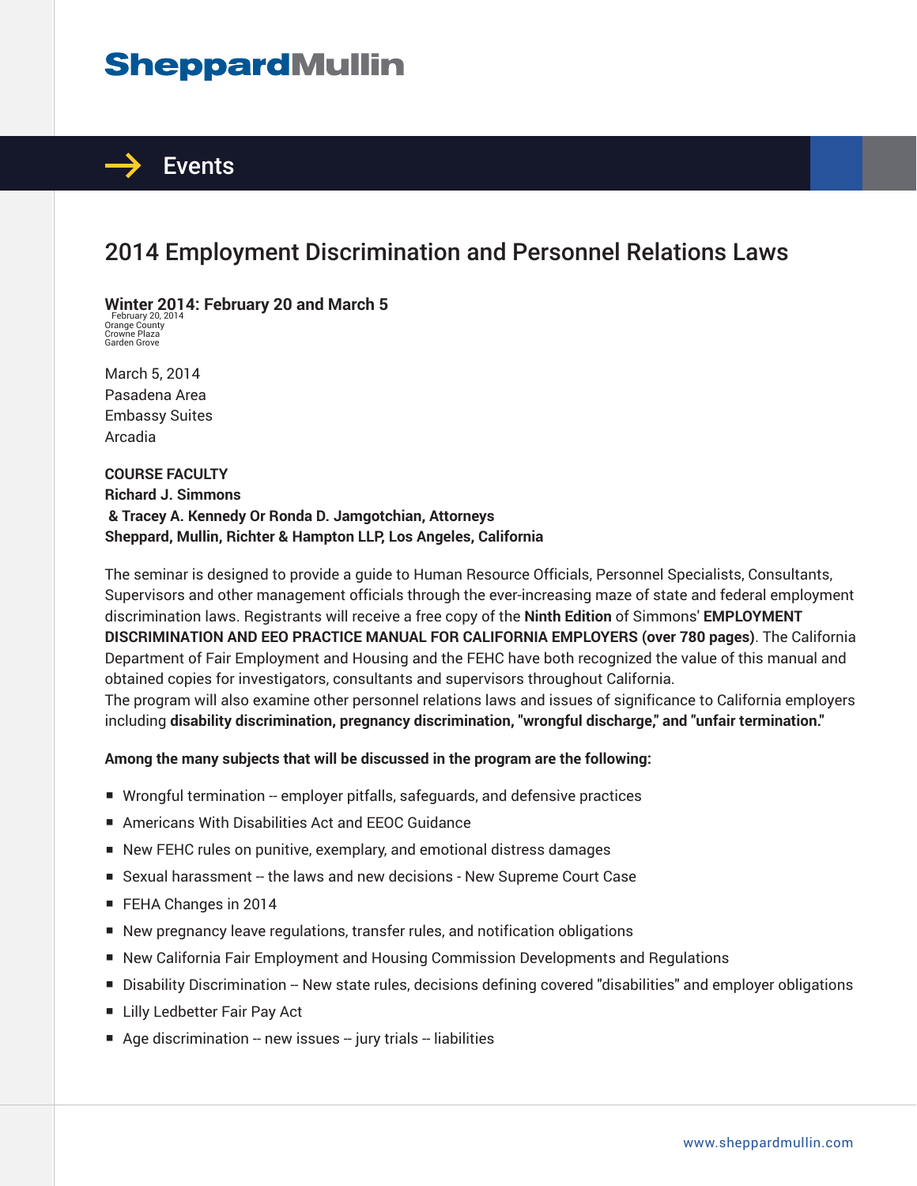# SheppardMullin

## Events

# 2014 Employment Discrimination and Personnel Relations Laws

**Winter 2014: February 20 and March 5**

February 20, 2014
Orange County
Crowne Plaza
Garden Grove

March 5, 2014
Pasadena Area
Embassy Suites
Arcadia

**COURSE FACULTY**
**Richard J. Simmons**
**& Tracey A. Kennedy Or Ronda D. Jamgotchian, Attorneys**
**Sheppard, Mullin, Richter & Hampton LLP, Los Angeles, California**

The seminar is designed to provide a guide to Human Resource Officials, Personnel Specialists, Consultants, Supervisors and other management officials through the ever-increasing maze of state and federal employment discrimination laws. Registrants will receive a free copy of the **Ninth Edition** of Simmons' **EMPLOYMENT DISCRIMINATION AND EEO PRACTICE MANUAL FOR CALIFORNIA EMPLOYERS (over 780 pages)**. The California Department of Fair Employment and Housing and the FEHC have both recognized the value of this manual and obtained copies for investigators, consultants and supervisors throughout California.
The program will also examine other personnel relations laws and issues of significance to California employers including **disability discrimination, pregnancy discrimination, "wrongful discharge," and "unfair termination."**

**Among the many subjects that will be discussed in the program are the following:**

- Wrongful termination -- employer pitfalls, safeguards, and defensive practices
- Americans With Disabilities Act and EEOC Guidance
- New FEHC rules on punitive, exemplary, and emotional distress damages
- Sexual harassment -- the laws and new decisions - New Supreme Court Case
- FEHA Changes in 2014
- New pregnancy leave regulations, transfer rules, and notification obligations
- New California Fair Employment and Housing Commission Developments and Regulations
- Disability Discrimination -- New state rules, decisions defining covered "disabilities" and employer obligations
- Lilly Ledbetter Fair Pay Act
- Age discrimination -- new issues -- jury trials -- liabilities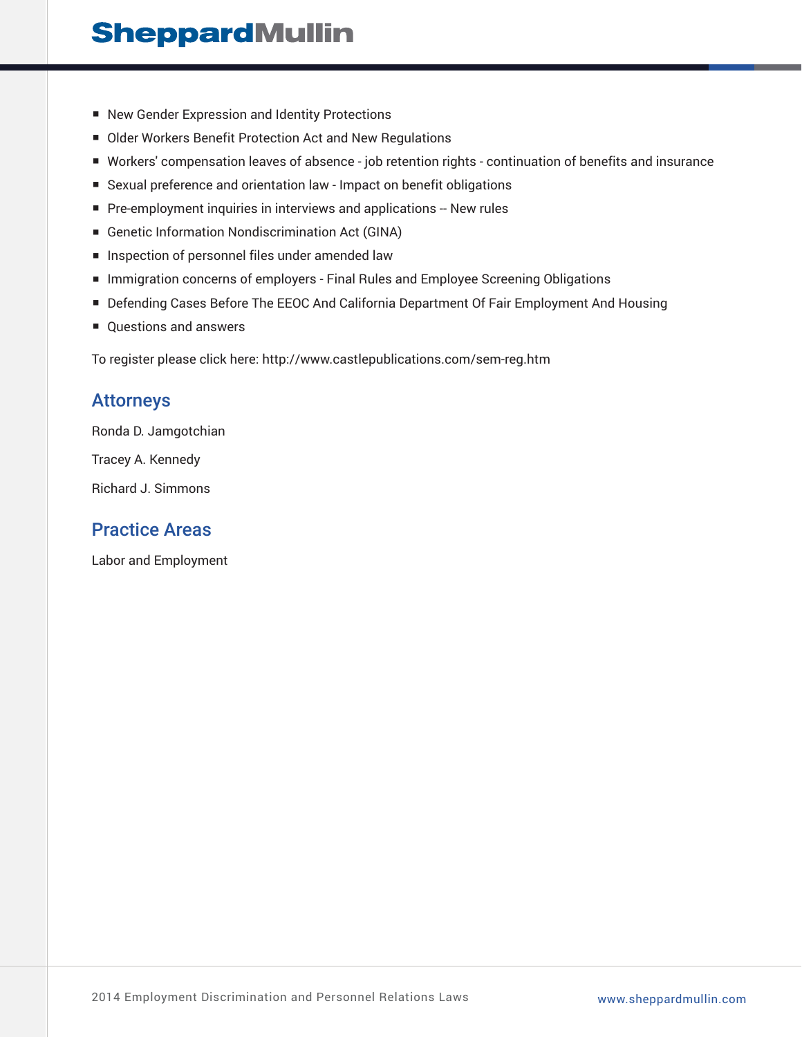- New Gender Expression and Identity Protections
- Older Workers Benefit Protection Act and New Regulations
- Workers' compensation leaves of absence - job retention rights - continuation of benefits and insurance
- Sexual preference and orientation law - Impact on benefit obligations
- Pre-employment inquiries in interviews and applications -- New rules
- Genetic Information Nondiscrimination Act (GINA)
- Inspection of personnel files under amended law
- Immigration concerns of employers - Final Rules and Employee Screening Obligations
- Defending Cases Before The EEOC And California Department Of Fair Employment And Housing
- Questions and answers

To register please click here: http://www.castlepublications.com/sem-reg.htm

## Attorneys

Ronda D. Jamgotchian

Tracey A. Kennedy

Richard J. Simmons

## Practice Areas

Labor and Employment